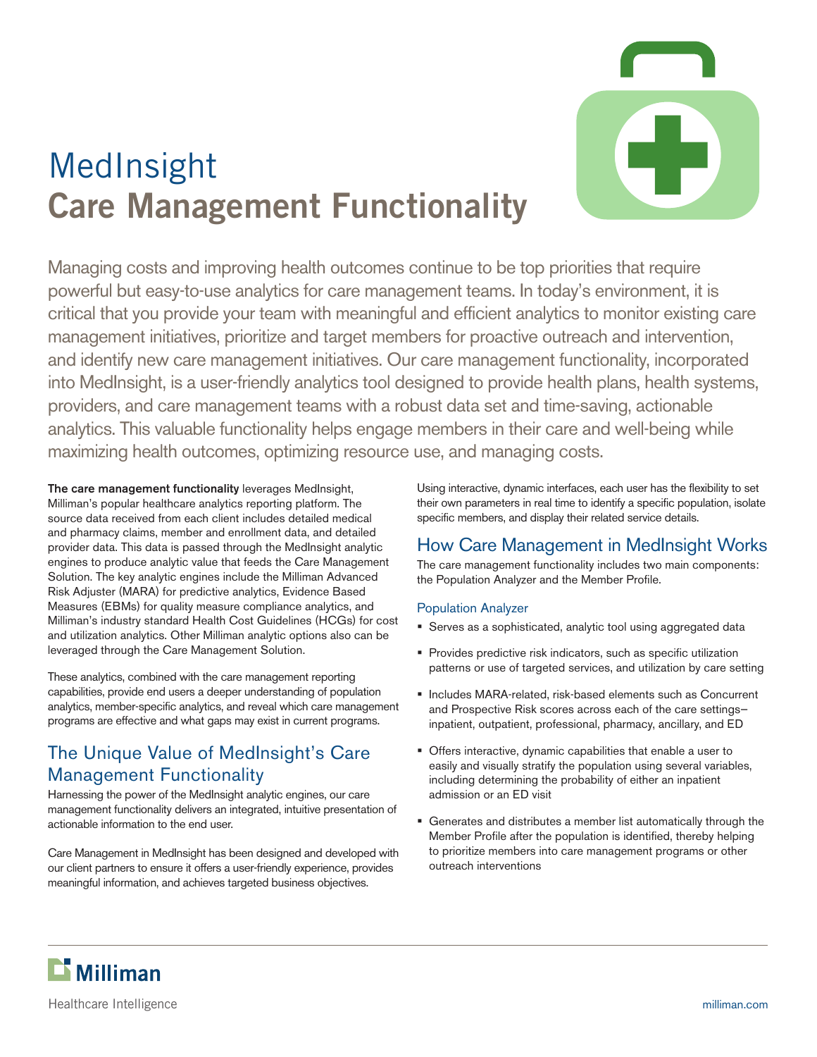# MedInsight
# Care Management Functionality

Managing costs and improving health outcomes continue to be top priorities that require powerful but easy-to-use analytics for care management teams. In today's environment, it is critical that you provide your team with meaningful and efficient analytics to monitor existing care management initiatives, prioritize and target members for proactive outreach and intervention, and identify new care management initiatives. Our care management functionality, incorporated into MedInsight, is a user-friendly analytics tool designed to provide health plans, health systems, providers, and care management teams with a robust data set and time-saving, actionable analytics. This valuable functionality helps engage members in their care and well-being while maximizing health outcomes, optimizing resource use, and managing costs.

**The care management functionality** leverages MedInsight, Milliman's popular healthcare analytics reporting platform. The source data received from each client includes detailed medical and pharmacy claims, member and enrollment data, and detailed provider data. This data is passed through the MedInsight analytic engines to produce analytic value that feeds the Care Management Solution. The key analytic engines include the Milliman Advanced Risk Adjuster (MARA) for predictive analytics, Evidence Based Measures (EBMs) for quality measure compliance analytics, and Milliman's industry standard Health Cost Guidelines (HCGs) for cost and utilization analytics. Other Milliman analytic options also can be leveraged through the Care Management Solution.

These analytics, combined with the care management reporting capabilities, provide end users a deeper understanding of population analytics, member-specific analytics, and reveal which care management programs are effective and what gaps may exist in current programs.

## The Unique Value of MedInsight's Care Management Functionality

Harnessing the power of the MedInsight analytic engines, our care management functionality delivers an integrated, intuitive presentation of actionable information to the end user.

Care Management in MedInsight has been designed and developed with our client partners to ensure it offers a user-friendly experience, provides meaningful information, and achieves targeted business objectives.

Using interactive, dynamic interfaces, each user has the flexibility to set their own parameters in real time to identify a specific population, isolate specific members, and display their related service details.

## How Care Management in MedInsight Works

The care management functionality includes two main components: the Population Analyzer and the Member Profile.

### Population Analyzer

- Serves as a sophisticated, analytic tool using aggregated data
- Provides predictive risk indicators, such as specific utilization patterns or use of targeted services, and utilization by care setting
- Includes MARA-related, risk-based elements such as Concurrent and Prospective Risk scores across each of the care settings– inpatient, outpatient, professional, pharmacy, ancillary, and ED
- Offers interactive, dynamic capabilities that enable a user to easily and visually stratify the population using several variables, including determining the probability of either an inpatient admission or an ED visit
- Generates and distributes a member list automatically through the Member Profile after the population is identified, thereby helping to prioritize members into care management programs or other outreach interventions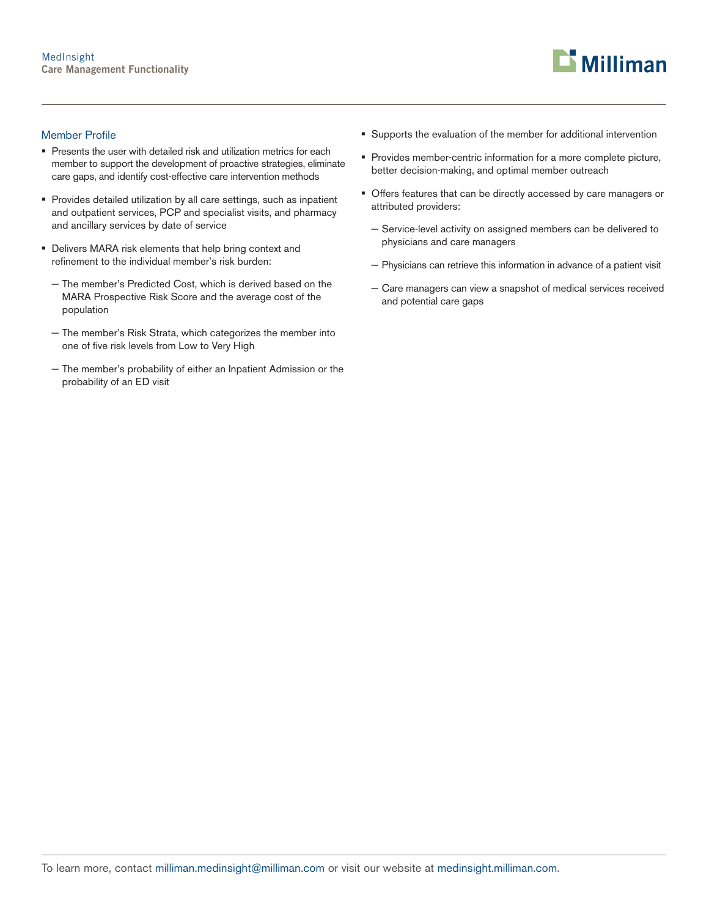## Member Profile

- Presents the user with detailed risk and utilization metrics for each member to support the development of proactive strategies, eliminate care gaps, and identify cost-effective care intervention methods
- Provides detailed utilization by all care settings, such as inpatient and outpatient services, PCP and specialist visits, and pharmacy and ancillary services by date of service
- Delivers MARA risk elements that help bring context and refinement to the individual member's risk burden:
  - The member's Predicted Cost, which is derived based on the MARA Prospective Risk Score and the average cost of the population
  - The member's Risk Strata, which categorizes the member into one of five risk levels from Low to Very High
  - The member's probability of either an Inpatient Admission or the probability of an ED visit
- Supports the evaluation of the member for additional intervention
- Provides member-centric information for a more complete picture, better decision-making, and optimal member outreach
- Offers features that can be directly accessed by care managers or attributed providers:
  - Service-level activity on assigned members can be delivered to physicians and care managers
  - Physicians can retrieve this information in advance of a patient visit
  - Care managers can view a snapshot of medical services received and potential care gaps

To learn more, contact milliman.medinsight@milliman.com or visit our website at medinsight.milliman.com.